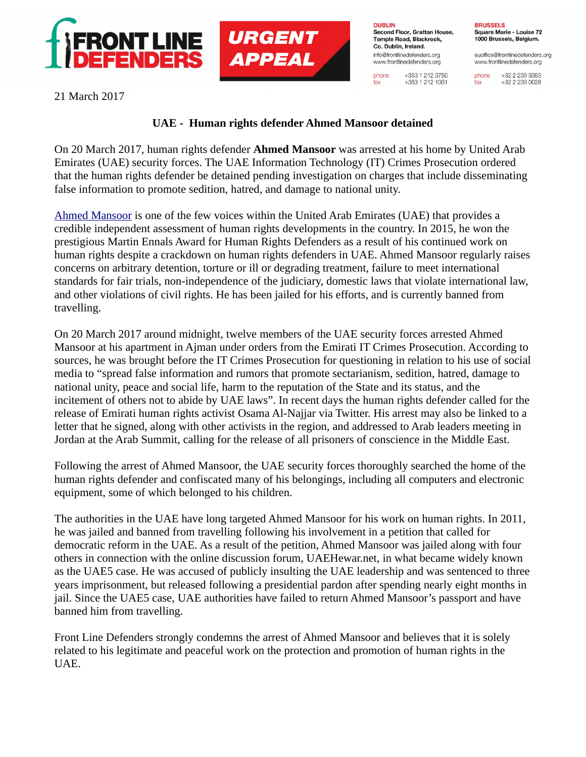FRONT LINE DEFENDERS

URGENT APPEAL

**DUBLIN**
**Second Floor, Grattan House, Temple Road, Blackrock, Co. Dublin, Ireland.**
info@frontlinedefenders.org
www.frontlinedefenders.org
phone +353 1 212 3750
fax +353 1 212 1001

**BRUSSELS**
**Square Marie - Louise 72 1000 Brussels, Belgium.**
euoffice@frontlinedefenders.org
www.frontlinedefenders.org
phone +32 2 230 9383
fax +32 2 230 0028

21 March 2017

## UAE - Human rights defender Ahmed Mansoor detained

On 20 March 2017, human rights defender **Ahmed Mansoor** was arrested at his home by United Arab Emirates (UAE) security forces. The UAE Information Technology (IT) Crimes Prosecution ordered that the human rights defender be detained pending investigation on charges that include disseminating false information to promote sedition, hatred, and damage to national unity.

Ahmed Mansoor is one of the few voices within the United Arab Emirates (UAE) that provides a credible independent assessment of human rights developments in the country. In 2015, he won the prestigious Martin Ennals Award for Human Rights Defenders as a result of his continued work on human rights despite a crackdown on human rights defenders in UAE. Ahmed Mansoor regularly raises concerns on arbitrary detention, torture or ill or degrading treatment, failure to meet international standards for fair trials, non-independence of the judiciary, domestic laws that violate international law, and other violations of civil rights. He has been jailed for his efforts, and is currently banned from travelling.

On 20 March 2017 around midnight, twelve members of the UAE security forces arrested Ahmed Mansoor at his apartment in Ajman under orders from the Emirati IT Crimes Prosecution. According to sources, he was brought before the IT Crimes Prosecution for questioning in relation to his use of social media to “spread false information and rumors that promote sectarianism, sedition, hatred, damage to national unity, peace and social life, harm to the reputation of the State and its status, and the incitement of others not to abide by UAE laws”. In recent days the human rights defender called for the release of Emirati human rights activist Osama Al-Najjar via Twitter. His arrest may also be linked to a letter that he signed, along with other activists in the region, and addressed to Arab leaders meeting in Jordan at the Arab Summit, calling for the release of all prisoners of conscience in the Middle East.

Following the arrest of Ahmed Mansoor, the UAE security forces thoroughly searched the home of the human rights defender and confiscated many of his belongings, including all computers and electronic equipment, some of which belonged to his children.

The authorities in the UAE have long targeted Ahmed Mansoor for his work on human rights. In 2011, he was jailed and banned from travelling following his involvement in a petition that called for democratic reform in the UAE. As a result of the petition, Ahmed Mansoor was jailed along with four others in connection with the online discussion forum, UAEHewar.net, in what became widely known as the UAE5 case. He was accused of publicly insulting the UAE leadership and was sentenced to three years imprisonment, but released following a presidential pardon after spending nearly eight months in jail. Since the UAE5 case, UAE authorities have failed to return Ahmed Mansoor’s passport and have banned him from travelling.

Front Line Defenders strongly condemns the arrest of Ahmed Mansoor and believes that it is solely related to his legitimate and peaceful work on the protection and promotion of human rights in the UAE.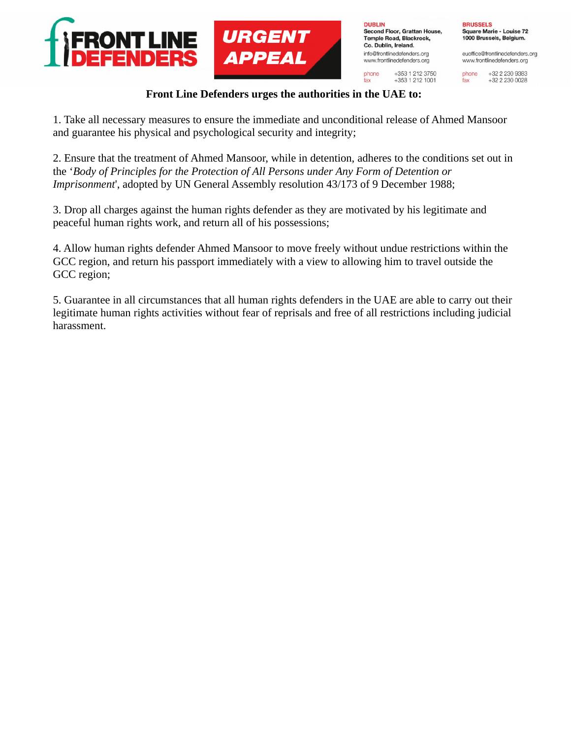**Front Line Defenders urges the authorities in the UAE to:**

1. Take all necessary measures to ensure the immediate and unconditional release of Ahmed Mansoor and guarantee his physical and psychological security and integrity;

2. Ensure that the treatment of Ahmed Mansoor, while in detention, adheres to the conditions set out in the '*Body of Principles for the Protection of All Persons under Any Form of Detention or Imprisonment*', adopted by UN General Assembly resolution 43/173 of 9 December 1988;

3. Drop all charges against the human rights defender as they are motivated by his legitimate and peaceful human rights work, and return all of his possessions;

4. Allow human rights defender Ahmed Mansoor to move freely without undue restrictions within the GCC region, and return his passport immediately with a view to allowing him to travel outside the GCC region;

5. Guarantee in all circumstances that all human rights defenders in the UAE are able to carry out their legitimate human rights activities without fear of reprisals and free of all restrictions including judicial harassment.